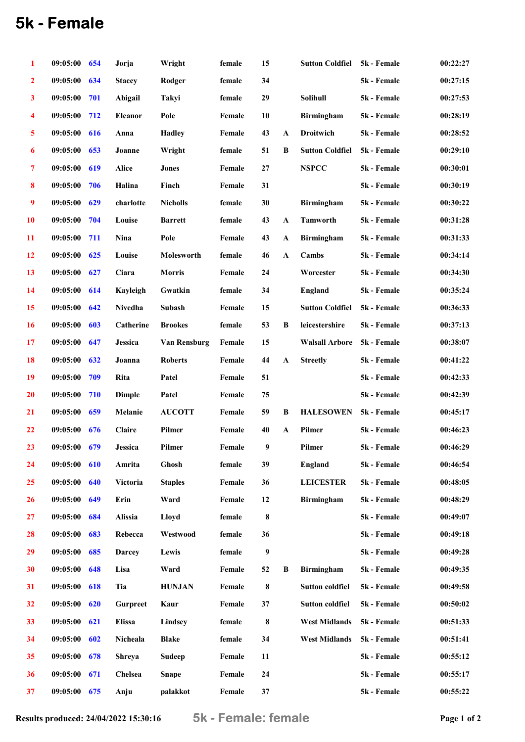# 5k - Female

| | | | | | | | | | | |
|---|---|---|---|---|---|---|---|---|---|---|
| 1 | 09:05:00 | 654 | Jorja | Wright | female | 15 | | Sutton Coldfiel | 5k - Female | 00:22:27 |
| 2 | 09:05:00 | 634 | Stacey | Rodger | female | 34 | | | 5k - Female | 00:27:15 |
| 3 | 09:05:00 | 701 | Abigail | Takyi | female | 29 | | Solihull | 5k - Female | 00:27:53 |
| 4 | 09:05:00 | 712 | Eleanor | Pole | Female | 10 | | Birmingham | 5k - Female | 00:28:19 |
| 5 | 09:05:00 | 616 | Anna | Hadley | Female | 43 | A | Droitwich | 5k - Female | 00:28:52 |
| 6 | 09:05:00 | 653 | Joanne | Wright | female | 51 | B | Sutton Coldfiel | 5k - Female | 00:29:10 |
| 7 | 09:05:00 | 619 | Alice | Jones | Female | 27 | | NSPCC | 5k - Female | 00:30:01 |
| 8 | 09:05:00 | 706 | Halina | Finch | Female | 31 | | | 5k - Female | 00:30:19 |
| 9 | 09:05:00 | 629 | charlotte | Nicholls | female | 30 | | Birmingham | 5k - Female | 00:30:22 |
| 10 | 09:05:00 | 704 | Louise | Barrett | female | 43 | A | Tamworth | 5k - Female | 00:31:28 |
| 11 | 09:05:00 | 711 | Nina | Pole | Female | 43 | A | Birmingham | 5k - Female | 00:31:33 |
| 12 | 09:05:00 | 625 | Louise | Molesworth | female | 46 | A | Cambs | 5k - Female | 00:34:14 |
| 13 | 09:05:00 | 627 | Ciara | Morris | Female | 24 | | Worcester | 5k - Female | 00:34:30 |
| 14 | 09:05:00 | 614 | Kayleigh | Gwatkin | female | 34 | | England | 5k - Female | 00:35:24 |
| 15 | 09:05:00 | 642 | Nivedha | Subash | Female | 15 | | Sutton Coldfiel | 5k - Female | 00:36:33 |
| 16 | 09:05:00 | 603 | Catherine | Brookes | female | 53 | B | leicestershire | 5k - Female | 00:37:13 |
| 17 | 09:05:00 | 647 | Jessica | Van Rensburg | Female | 15 | | Walsall Arbore | 5k - Female | 00:38:07 |
| 18 | 09:05:00 | 632 | Joanna | Roberts | Female | 44 | A | Streetly | 5k - Female | 00:41:22 |
| 19 | 09:05:00 | 709 | Rita | Patel | Female | 51 | | | 5k - Female | 00:42:33 |
| 20 | 09:05:00 | 710 | Dimple | Patel | Female | 75 | | | 5k - Female | 00:42:39 |
| 21 | 09:05:00 | 659 | Melanie | AUCOTT | Female | 59 | B | HALESOWEN | 5k - Female | 00:45:17 |
| 22 | 09:05:00 | 676 | Claire | Pilmer | Female | 40 | A | Pilmer | 5k - Female | 00:46:23 |
| 23 | 09:05:00 | 679 | Jessica | Pilmer | Female | 9 | | Pilmer | 5k - Female | 00:46:29 |
| 24 | 09:05:00 | 610 | Amrita | Ghosh | female | 39 | | England | 5k - Female | 00:46:54 |
| 25 | 09:05:00 | 640 | Victoria | Staples | Female | 36 | | LEICESTER | 5k - Female | 00:48:05 |
| 26 | 09:05:00 | 649 | Erin | Ward | Female | 12 | | Birmingham | 5k - Female | 00:48:29 |
| 27 | 09:05:00 | 684 | Alissia | Lloyd | female | 8 | | | 5k - Female | 00:49:07 |
| 28 | 09:05:00 | 683 | Rebecca | Westwood | female | 36 | | | 5k - Female | 00:49:18 |
| 29 | 09:05:00 | 685 | Darcey | Lewis | female | 9 | | | 5k - Female | 00:49:28 |
| 30 | 09:05:00 | 648 | Lisa | Ward | Female | 52 | B | Birmingham | 5k - Female | 00:49:35 |
| 31 | 09:05:00 | 618 | Tia | HUNJAN | Female | 8 | | Sutton coldfiel | 5k - Female | 00:49:58 |
| 32 | 09:05:00 | 620 | Gurpreet | Kaur | Female | 37 | | Sutton coldfiel | 5k - Female | 00:50:02 |
| 33 | 09:05:00 | 621 | Elissa | Lindsey | female | 8 | | West Midlands | 5k - Female | 00:51:33 |
| 34 | 09:05:00 | 602 | Nicheala | Blake | female | 34 | | West Midlands | 5k - Female | 00:51:41 |
| 35 | 09:05:00 | 678 | Shreya | Sudeep | Female | 11 | | | 5k - Female | 00:55:12 |
| 36 | 09:05:00 | 671 | Chelsea | Snape | Female | 24 | | | 5k - Female | 00:55:17 |
| 37 | 09:05:00 | 675 | Anju | palakkot | Female | 37 | | | 5k - Female | 00:55:22 |

Results produced: 24/04/2022 15:30:16

5k - Female: female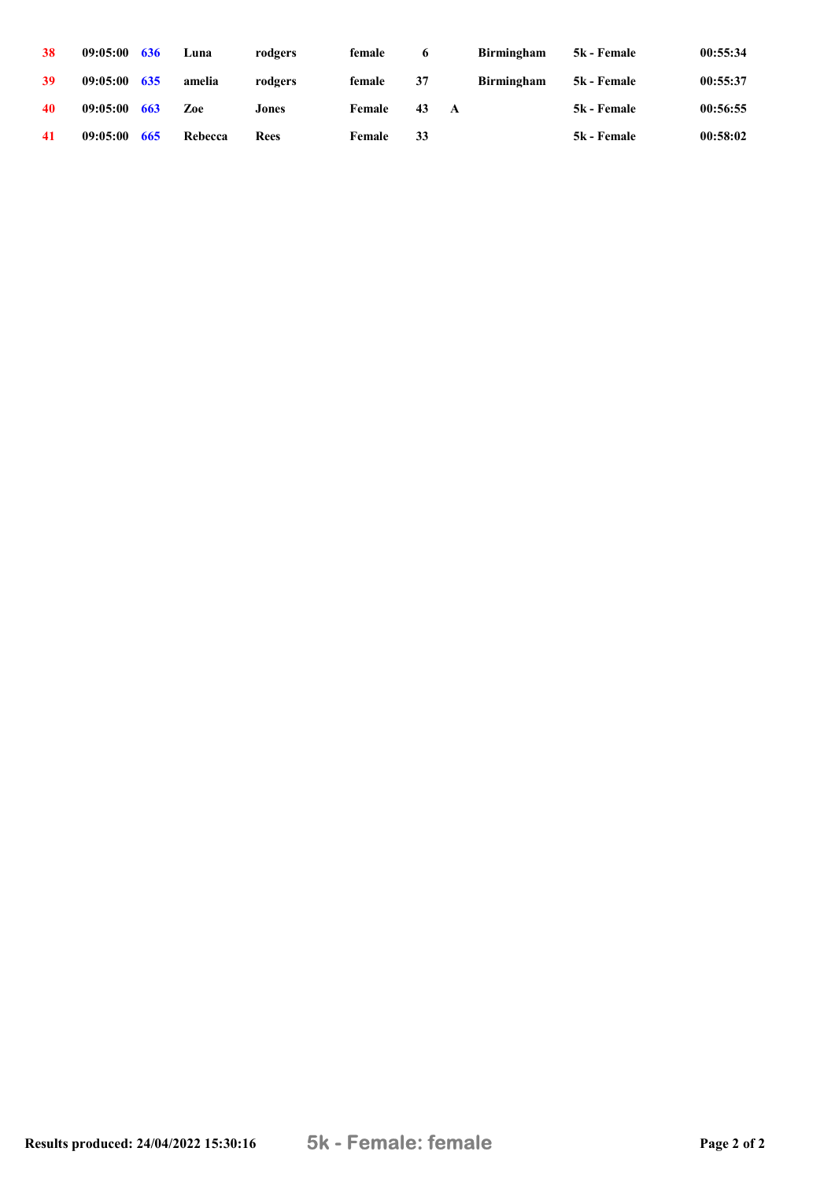| | | | | | | | | | | |
|---|---|---|---|---|---|---|---|---|---|---|
| 38 | 09:05:00 | 636 | Luna | rodgers | female | 6 | | Birmingham | 5k - Female | 00:55:34 |
| 39 | 09:05:00 | 635 | amelia | rodgers | female | 37 | | Birmingham | 5k - Female | 00:55:37 |
| 40 | 09:05:00 | 663 | Zoe | Jones | Female | 43 | A | | 5k - Female | 00:56:55 |
| 41 | 09:05:00 | 665 | Rebecca | Rees | Female | 33 | | | 5k - Female | 00:58:02 |

**Results produced: 24/04/2022 15:30:16**

**5k - Female: female**